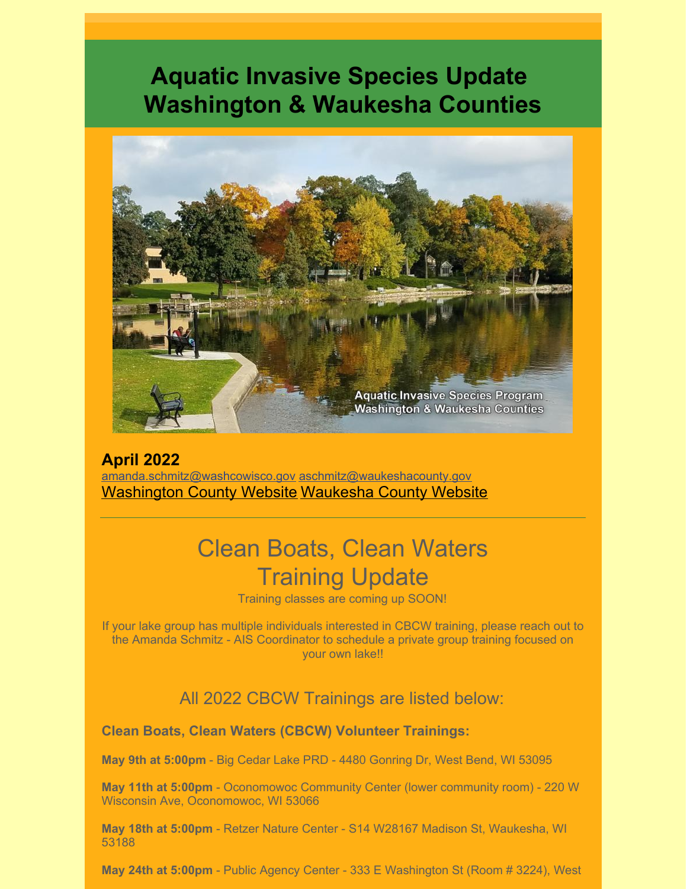# Aquatic Invasive Species Update Washington & Waukesha Counties

**April 2022**

amanda.schmitz@washcowisco.gov aschmitz@waukeshacounty.gov

Washington County Website Waukesha County Website

---

## Clean Boats, Clean Waters Training Update

Training classes are coming up SOON!

If your lake group has multiple individuals interested in CBCW training, please reach out to the Amanda Schmitz - AIS Coordinator to schedule a private group training focused on your own lake!!

### All 2022 CBCW Trainings are listed below:

**Clean Boats, Clean Waters (CBCW) Volunteer Trainings:**

**May 9th at 5:00pm** - Big Cedar Lake PRD - 4480 Gonring Dr, West Bend, WI 53095

**May 11th at 5:00pm** - Oconomowoc Community Center (lower community room) - 220 W Wisconsin Ave, Oconomowoc, WI 53066

**May 18th at 5:00pm** - Retzer Nature Center - S14 W28167 Madison St, Waukesha, WI 53188

**May 24th at 5:00pm** - Public Agency Center - 333 E Washington St (Room # 3224), West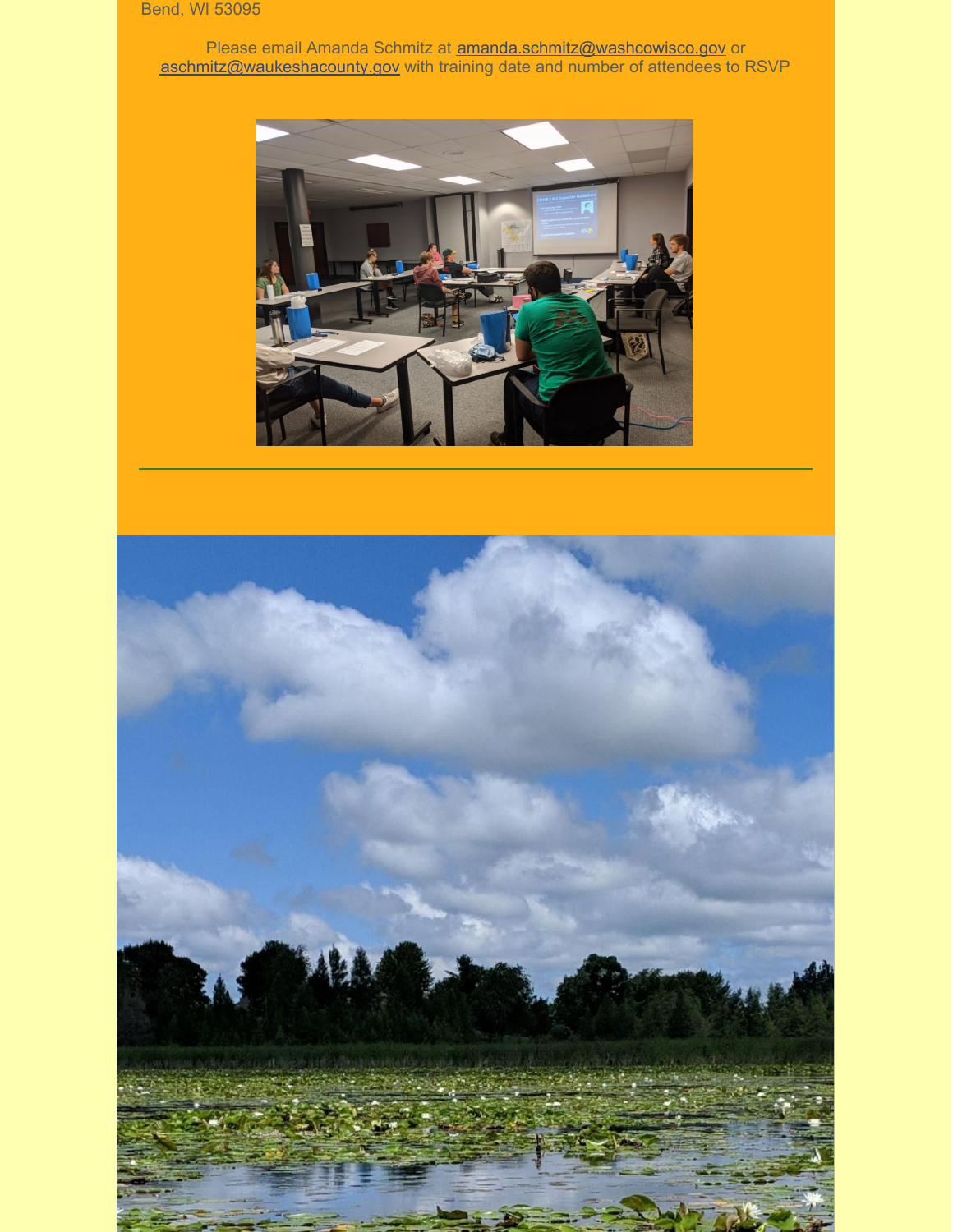Bend, WI 53095

Please email Amanda Schmitz at amanda.schmitz@washcowisco.gov or aschmitz@waukeshacounty.gov with training date and number of attendees to RSVP

---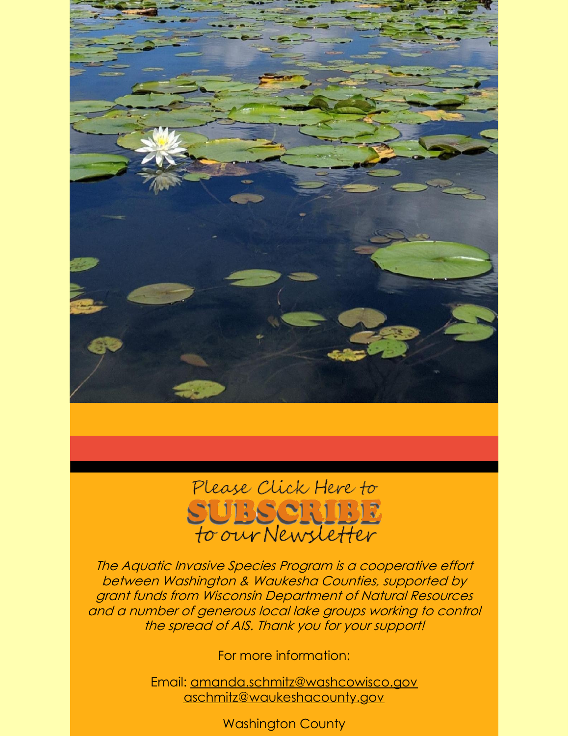Please Click Here to
**SUBSCRIBE**
to our Newsletter

*The Aquatic Invasive Species Program is a cooperative effort between Washington & Waukesha Counties, supported by grant funds from Wisconsin Department of Natural Resources and a number of generous local lake groups working to control the spread of AIS. Thank you for your support!*

For more information:

Email: amanda.schmitz@washcowisco.gov
aschmitz@waukeshacounty.gov

Washington County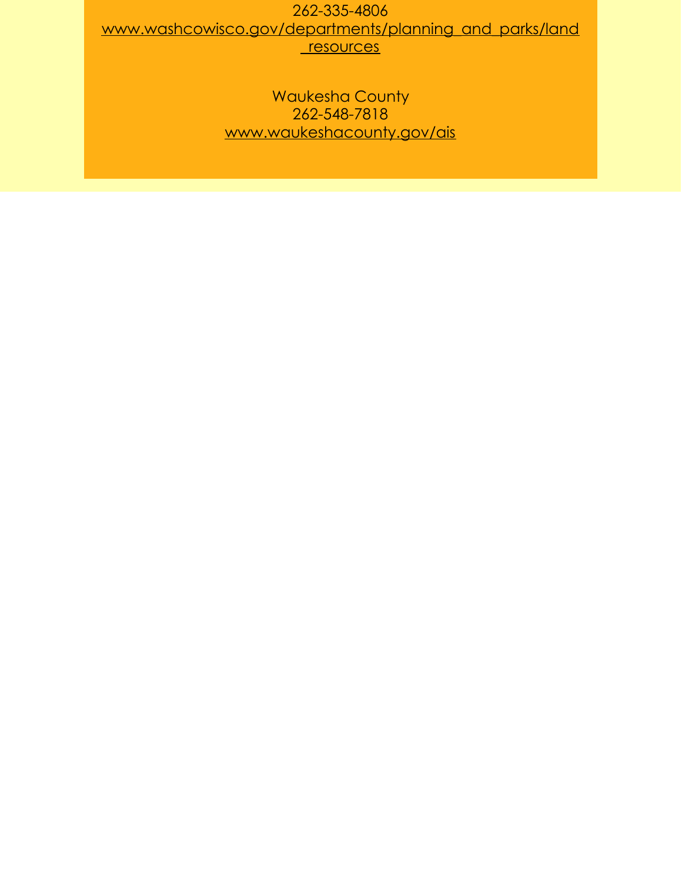262-335-4806

www.washcowisco.gov/departments/planning_and_parks/land_resources

Waukesha County

262-548-7818

www.waukeshacounty.gov/ais